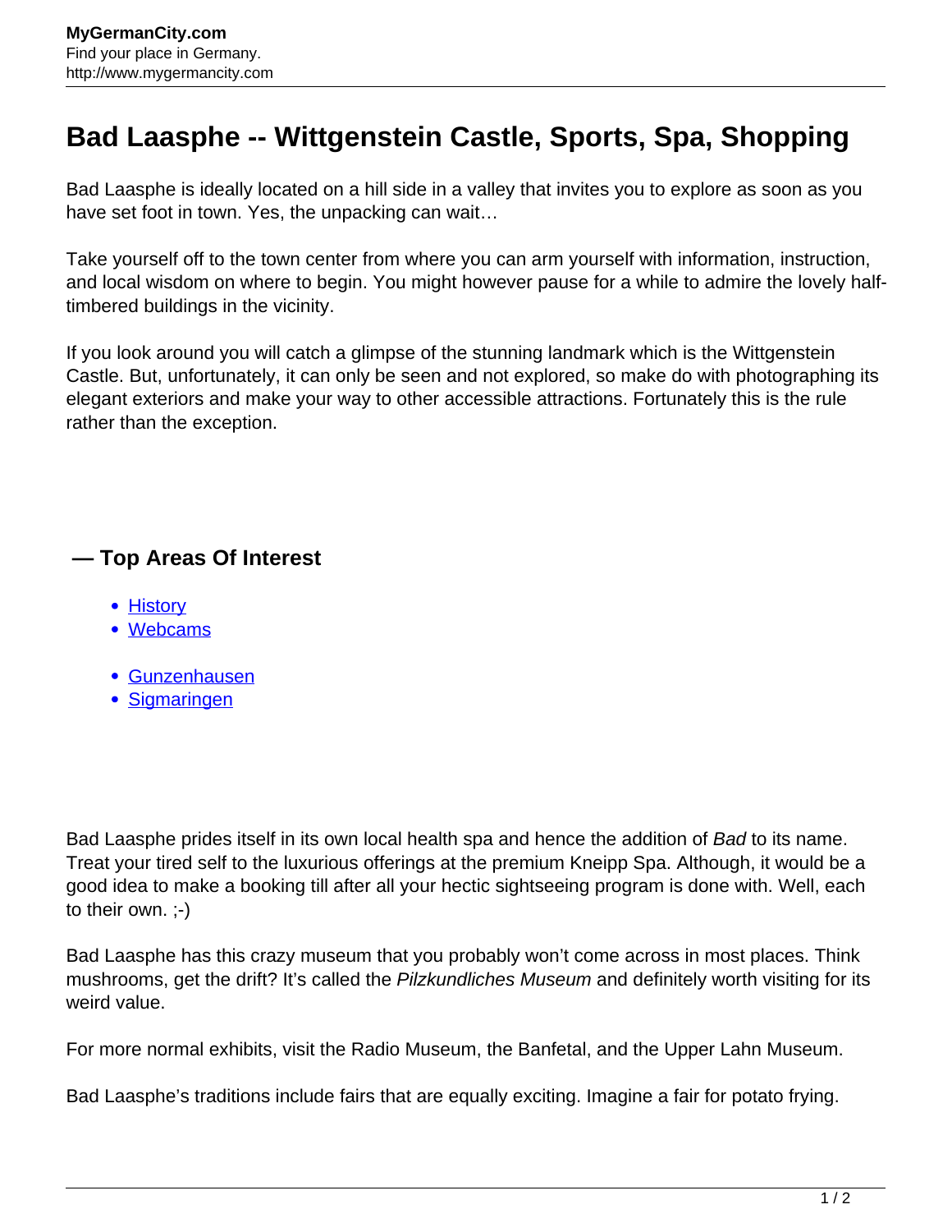# Bad Laasphe -- Wittgenstein Castle, Sports, Spa, Shopping

Bad Laasphe is ideally located on a hill side in a valley that invites you to explore as soon as you have set foot in town. Yes, the unpacking can wait…

Take yourself off to the town center from where you can arm yourself with information, instruction, and local wisdom on where to begin. You might however pause for a while to admire the lovely half-timbered buildings in the vicinity.

If you look around you will catch a glimpse of the stunning landmark which is the Wittgenstein Castle. But, unfortunately, it can only be seen and not explored, so make do with photographing its elegant exteriors and make your way to other accessible attractions. Fortunately this is the rule rather than the exception.

## — Top Areas Of Interest

- History
- Webcams

- Gunzenhausen
- Sigmaringen

Bad Laasphe prides itself in its own local health spa and hence the addition of *Bad* to its name. Treat your tired self to the luxurious offerings at the premium Kneipp Spa. Although, it would be a good idea to make a booking till after all your hectic sightseeing program is done with. Well, each to their own. ;-)

Bad Laasphe has this crazy museum that you probably won't come across in most places. Think mushrooms, get the drift? It's called the *Pilzkundliches Museum* and definitely worth visiting for its weird value.

For more normal exhibits, visit the Radio Museum, the Banfetal, and the Upper Lahn Museum.

Bad Laasphe's traditions include fairs that are equally exciting. Imagine a fair for potato frying.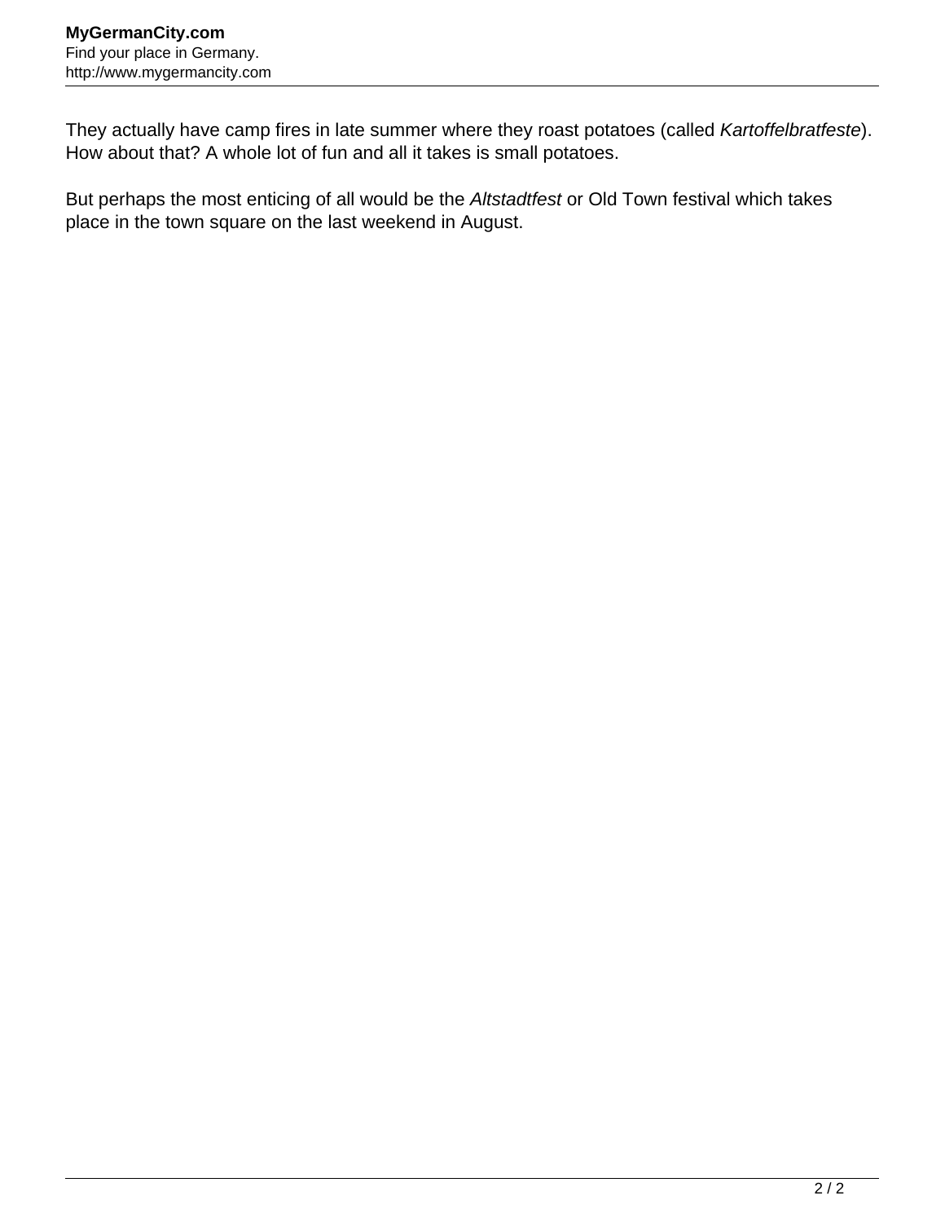They actually have camp fires in late summer where they roast potatoes (called *Kartoffelbratfeste*). How about that? A whole lot of fun and all it takes is small potatoes.

But perhaps the most enticing of all would be the *Altstadtfest* or Old Town festival which takes place in the town square on the last weekend in August.